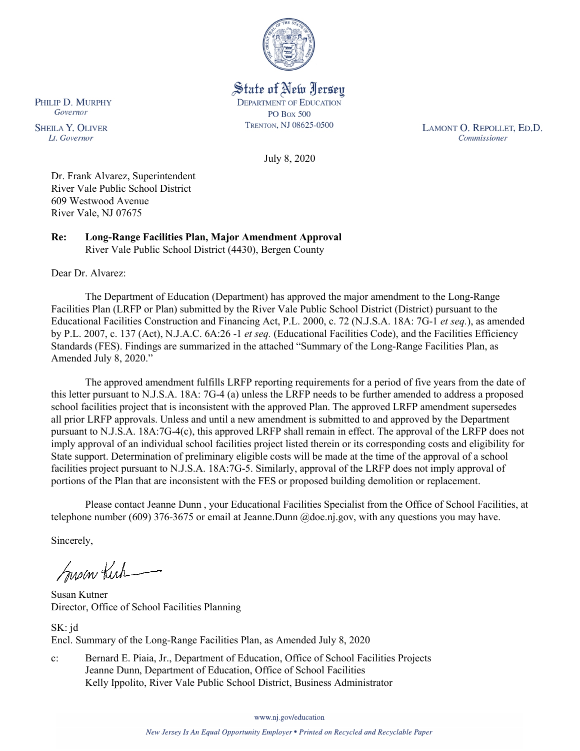State of New Jersey
DEPARTMENT OF EDUCATION
PO Box 500
TRENTON, NJ 08625-0500

PHILIP D. MURPHY
*Governor*

SHEILA Y. OLIVER
*Lt. Governor*

LAMONT O. REPOLLET, ED.D.
*Commissioner*

July 8, 2020

Dr. Frank Alvarez, Superintendent
River Vale Public School District
609 Westwood Avenue
River Vale, NJ 07675

**Re: Long-Range Facilities Plan, Major Amendment Approval**
River Vale Public School District (4430), Bergen County

Dear Dr. Alvarez:

The Department of Education (Department) has approved the major amendment to the Long-Range Facilities Plan (LRFP or Plan) submitted by the River Vale Public School District (District) pursuant to the Educational Facilities Construction and Financing Act, P.L. 2000, c. 72 (N.J.S.A. 18A: 7G-1 *et seq.*), as amended by P.L. 2007, c. 137 (Act), N.J.A.C. 6A:26 -1 *et seq.* (Educational Facilities Code), and the Facilities Efficiency Standards (FES). Findings are summarized in the attached "Summary of the Long-Range Facilities Plan, as Amended July 8, 2020."

The approved amendment fulfills LRFP reporting requirements for a period of five years from the date of this letter pursuant to N.J.S.A. 18A: 7G-4 (a) unless the LRFP needs to be further amended to address a proposed school facilities project that is inconsistent with the approved Plan. The approved LRFP amendment supersedes all prior LRFP approvals. Unless and until a new amendment is submitted to and approved by the Department pursuant to N.J.S.A. 18A:7G-4(c), this approved LRFP shall remain in effect. The approval of the LRFP does not imply approval of an individual school facilities project listed therein or its corresponding costs and eligibility for State support. Determination of preliminary eligible costs will be made at the time of the approval of a school facilities project pursuant to N.J.S.A. 18A:7G-5. Similarly, approval of the LRFP does not imply approval of portions of the Plan that are inconsistent with the FES or proposed building demolition or replacement.

Please contact Jeanne Dunn , your Educational Facilities Specialist from the Office of School Facilities, at telephone number (609) 376-3675 or email at Jeanne.Dunn @doe.nj.gov, with any questions you may have.

Sincerely,

Susan Kutner
Director, Office of School Facilities Planning

SK: jd
Encl. Summary of the Long-Range Facilities Plan, as Amended July 8, 2020

c: Bernard E. Piaia, Jr., Department of Education, Office of School Facilities Projects
Jeanne Dunn, Department of Education, Office of School Facilities
Kelly Ippolito, River Vale Public School District, Business Administrator

www.nj.gov/education

*New Jersey Is An Equal Opportunity Employer • Printed on Recycled and Recyclable Paper*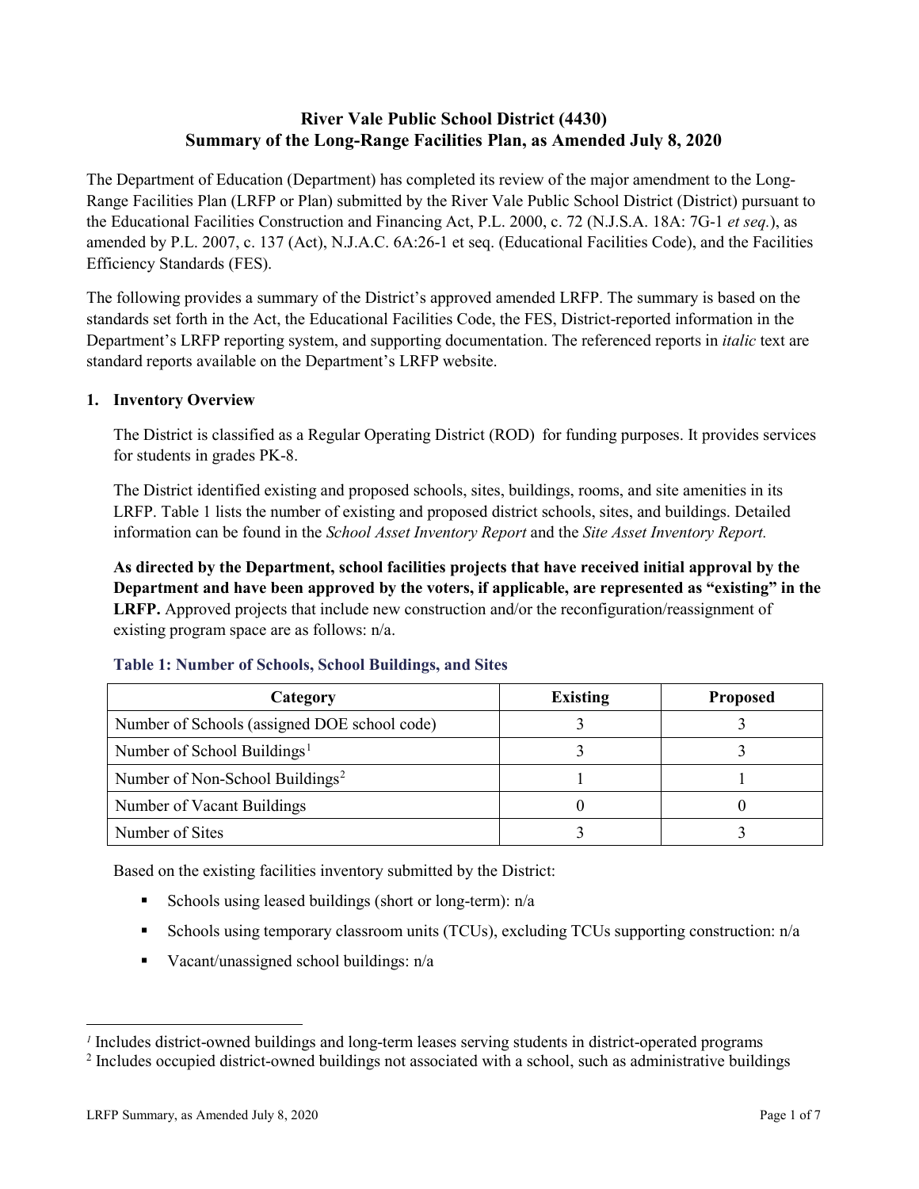# River Vale Public School District (4430)
# Summary of the Long-Range Facilities Plan, as Amended July 8, 2020

The Department of Education (Department) has completed its review of the major amendment to the Long-Range Facilities Plan (LRFP or Plan) submitted by the River Vale Public School District (District) pursuant to the Educational Facilities Construction and Financing Act, P.L. 2000, c. 72 (N.J.S.A. 18A: 7G-1 *et seq.*), as amended by P.L. 2007, c. 137 (Act), N.J.A.C. 6A:26-1 et seq. (Educational Facilities Code), and the Facilities Efficiency Standards (FES).

The following provides a summary of the District's approved amended LRFP. The summary is based on the standards set forth in the Act, the Educational Facilities Code, the FES, District-reported information in the Department's LRFP reporting system, and supporting documentation. The referenced reports in *italic* text are standard reports available on the Department's LRFP website.

## 1. Inventory Overview

The District is classified as a Regular Operating District (ROD) for funding purposes. It provides services for students in grades PK-8.

The District identified existing and proposed schools, sites, buildings, rooms, and site amenities in its LRFP. Table 1 lists the number of existing and proposed district schools, sites, and buildings. Detailed information can be found in the *School Asset Inventory Report* and the *Site Asset Inventory Report.*

**As directed by the Department, school facilities projects that have received initial approval by the Department and have been approved by the voters, if applicable, are represented as "existing" in the LRFP.** Approved projects that include new construction and/or the reconfiguration/reassignment of existing program space are as follows: n/a.

### Table 1: Number of Schools, School Buildings, and Sites

| Category | Existing | Proposed |
|---|---|---|
| Number of Schools (assigned DOE school code) | 3 | 3 |
| Number of School Buildings[1] | 3 | 3 |
| Number of Non-School Buildings[2] | 1 | 1 |
| Number of Vacant Buildings | 0 | 0 |
| Number of Sites | 3 | 3 |

Based on the existing facilities inventory submitted by the District:

- Schools using leased buildings (short or long-term): n/a
- Schools using temporary classroom units (TCUs), excluding TCUs supporting construction: n/a
- Vacant/unassigned school buildings: n/a

[1] Includes district-owned buildings and long-term leases serving students in district-operated programs

[2] Includes occupied district-owned buildings not associated with a school, such as administrative buildings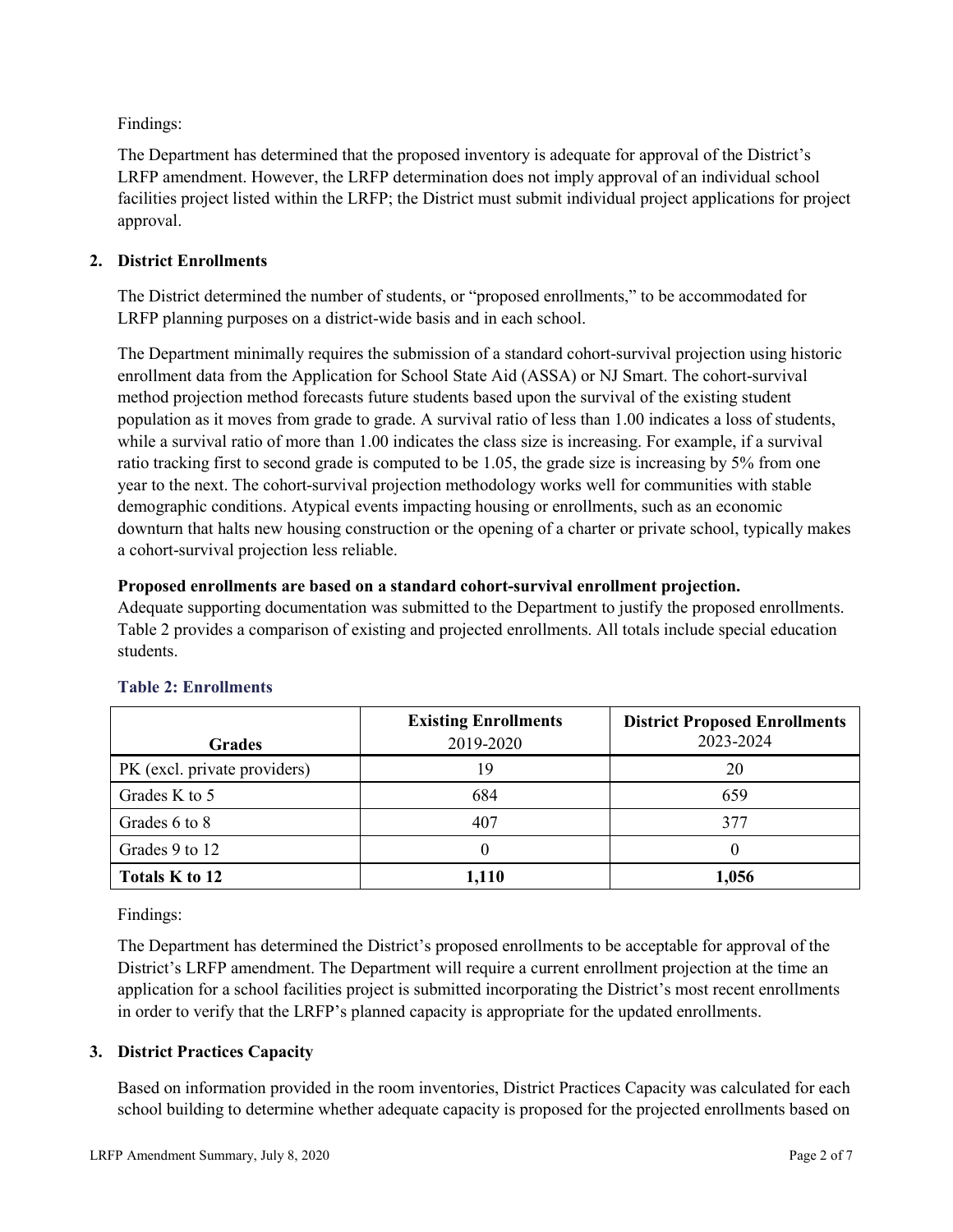Findings:

The Department has determined that the proposed inventory is adequate for approval of the District's LRFP amendment. However, the LRFP determination does not imply approval of an individual school facilities project listed within the LRFP; the District must submit individual project applications for project approval.

## 2. District Enrollments

The District determined the number of students, or "proposed enrollments," to be accommodated for LRFP planning purposes on a district-wide basis and in each school.

The Department minimally requires the submission of a standard cohort-survival projection using historic enrollment data from the Application for School State Aid (ASSA) or NJ Smart. The cohort-survival method projection method forecasts future students based upon the survival of the existing student population as it moves from grade to grade. A survival ratio of less than 1.00 indicates a loss of students, while a survival ratio of more than 1.00 indicates the class size is increasing. For example, if a survival ratio tracking first to second grade is computed to be 1.05, the grade size is increasing by 5% from one year to the next. The cohort-survival projection methodology works well for communities with stable demographic conditions. Atypical events impacting housing or enrollments, such as an economic downturn that halts new housing construction or the opening of a charter or private school, typically makes a cohort-survival projection less reliable.

**Proposed enrollments are based on a standard cohort-survival enrollment projection.**
Adequate supporting documentation was submitted to the Department to justify the proposed enrollments. Table 2 provides a comparison of existing and projected enrollments. All totals include special education students.

### Table 2: Enrollments

| Grades | **Existing Enrollments** 2019-2020 | **District Proposed Enrollments** 2023-2024 |
|---|---|---|
| PK (excl. private providers) | 19 | 20 |
| Grades K to 5 | 684 | 659 |
| Grades 6 to 8 | 407 | 377 |
| Grades 9 to 12 | 0 | 0 |
| **Totals K to 12** | **1,110** | **1,056** |

Findings:

The Department has determined the District's proposed enrollments to be acceptable for approval of the District's LRFP amendment. The Department will require a current enrollment projection at the time an application for a school facilities project is submitted incorporating the District's most recent enrollments in order to verify that the LRFP's planned capacity is appropriate for the updated enrollments.

## 3. District Practices Capacity

Based on information provided in the room inventories, District Practices Capacity was calculated for each school building to determine whether adequate capacity is proposed for the projected enrollments based on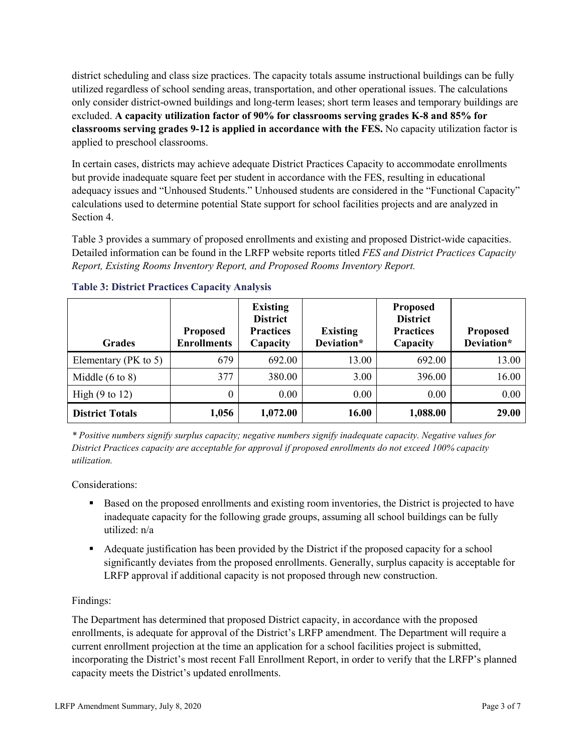district scheduling and class size practices. The capacity totals assume instructional buildings can be fully utilized regardless of school sending areas, transportation, and other operational issues. The calculations only consider district-owned buildings and long-term leases; short term leases and temporary buildings are excluded. **A capacity utilization factor of 90% for classrooms serving grades K-8 and 85% for classrooms serving grades 9-12 is applied in accordance with the FES.** No capacity utilization factor is applied to preschool classrooms.

In certain cases, districts may achieve adequate District Practices Capacity to accommodate enrollments but provide inadequate square feet per student in accordance with the FES, resulting in educational adequacy issues and "Unhoused Students." Unhoused students are considered in the "Functional Capacity" calculations used to determine potential State support for school facilities projects and are analyzed in Section 4.

Table 3 provides a summary of proposed enrollments and existing and proposed District-wide capacities. Detailed information can be found in the LRFP website reports titled *FES and District Practices Capacity Report, Existing Rooms Inventory Report, and Proposed Rooms Inventory Report.*

### Table 3: District Practices Capacity Analysis

| Grades | Proposed Enrollments | Existing District Practices Capacity | Existing Deviation* | Proposed District Practices Capacity | Proposed Deviation* |
|---|---|---|---|---|---|
| Elementary (PK to 5) | 679 | 692.00 | 13.00 | 692.00 | 13.00 |
| Middle (6 to 8) | 377 | 380.00 | 3.00 | 396.00 | 16.00 |
| High (9 to 12) | 0 | 0.00 | 0.00 | 0.00 | 0.00 |
| **District Totals** | **1,056** | **1,072.00** | **16.00** | **1,088.00** | **29.00** |

*\* Positive numbers signify surplus capacity; negative numbers signify inadequate capacity. Negative values for District Practices capacity are acceptable for approval if proposed enrollments do not exceed 100% capacity utilization.*

Considerations:

- Based on the proposed enrollments and existing room inventories, the District is projected to have inadequate capacity for the following grade groups, assuming all school buildings can be fully utilized: n/a
- Adequate justification has been provided by the District if the proposed capacity for a school significantly deviates from the proposed enrollments. Generally, surplus capacity is acceptable for LRFP approval if additional capacity is not proposed through new construction.

Findings:

The Department has determined that proposed District capacity, in accordance with the proposed enrollments, is adequate for approval of the District's LRFP amendment. The Department will require a current enrollment projection at the time an application for a school facilities project is submitted, incorporating the District's most recent Fall Enrollment Report, in order to verify that the LRFP's planned capacity meets the District's updated enrollments.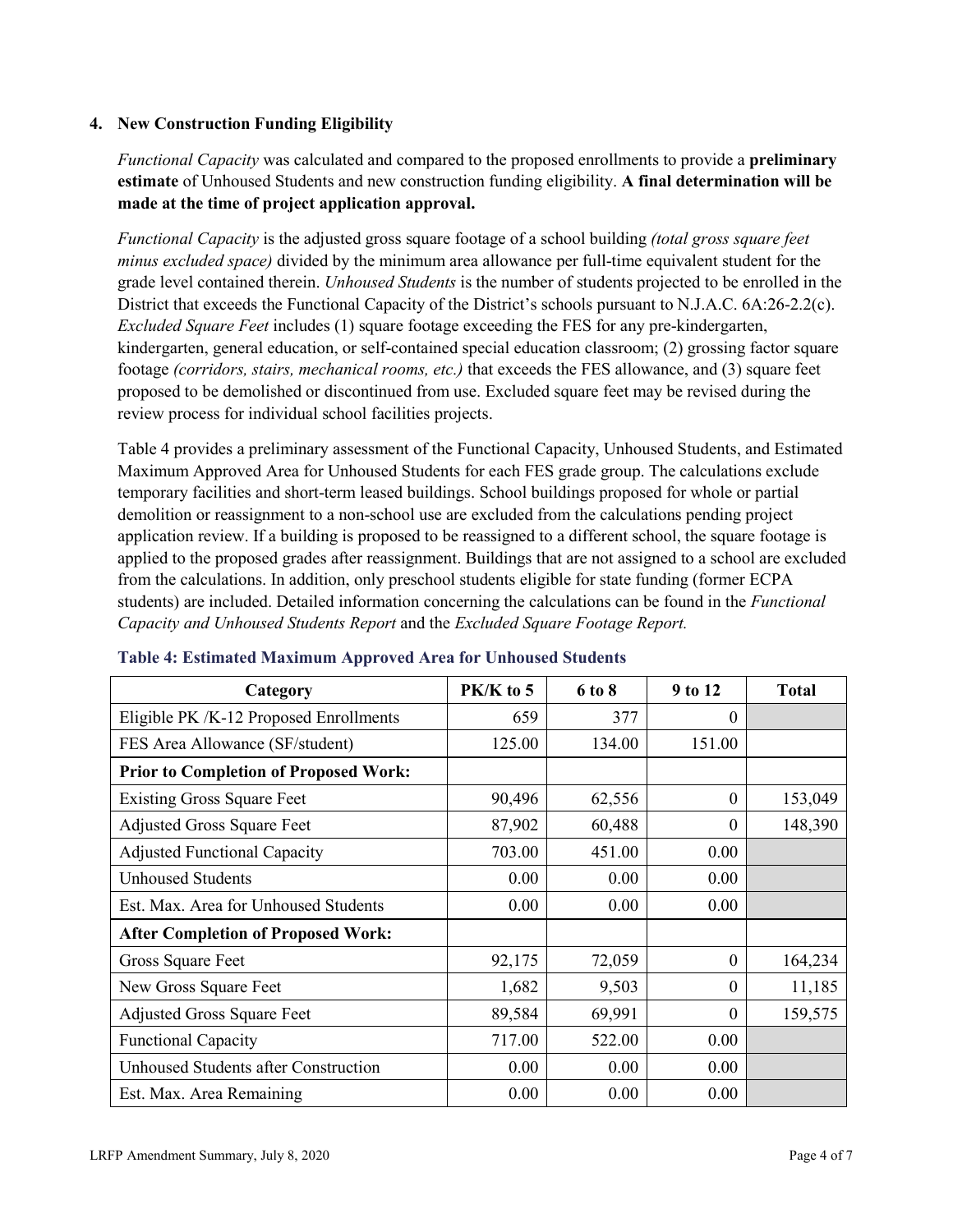## 4. New Construction Funding Eligibility

*Functional Capacity* was calculated and compared to the proposed enrollments to provide a **preliminary estimate** of Unhoused Students and new construction funding eligibility. **A final determination will be made at the time of project application approval.**

*Functional Capacity* is the adjusted gross square footage of a school building *(total gross square feet minus excluded space)* divided by the minimum area allowance per full-time equivalent student for the grade level contained therein. *Unhoused Students* is the number of students projected to be enrolled in the District that exceeds the Functional Capacity of the District's schools pursuant to N.J.A.C. 6A:26-2.2(c). *Excluded Square Feet* includes (1) square footage exceeding the FES for any pre-kindergarten, kindergarten, general education, or self-contained special education classroom; (2) grossing factor square footage *(corridors, stairs, mechanical rooms, etc.)* that exceeds the FES allowance, and (3) square feet proposed to be demolished or discontinued from use. Excluded square feet may be revised during the review process for individual school facilities projects.

Table 4 provides a preliminary assessment of the Functional Capacity, Unhoused Students, and Estimated Maximum Approved Area for Unhoused Students for each FES grade group. The calculations exclude temporary facilities and short-term leased buildings. School buildings proposed for whole or partial demolition or reassignment to a non-school use are excluded from the calculations pending project application review. If a building is proposed to be reassigned to a different school, the square footage is applied to the proposed grades after reassignment. Buildings that are not assigned to a school are excluded from the calculations. In addition, only preschool students eligible for state funding (former ECPA students) are included. Detailed information concerning the calculations can be found in the *Functional Capacity and Unhoused Students Report* and the *Excluded Square Footage Report.*

**Table 4: Estimated Maximum Approved Area for Unhoused Students**

| Category | PK/K to 5 | 6 to 8 | 9 to 12 | Total |
|---|---|---|---|---|
| Eligible PK /K-12 Proposed Enrollments | 659 | 377 | 0 | |
| FES Area Allowance (SF/student) | 125.00 | 134.00 | 151.00 | |
| **Prior to Completion of Proposed Work:** | | | | |
| Existing Gross Square Feet | 90,496 | 62,556 | 0 | 153,049 |
| Adjusted Gross Square Feet | 87,902 | 60,488 | 0 | 148,390 |
| Adjusted Functional Capacity | 703.00 | 451.00 | 0.00 | |
| Unhoused Students | 0.00 | 0.00 | 0.00 | |
| Est. Max. Area for Unhoused Students | 0.00 | 0.00 | 0.00 | |
| **After Completion of Proposed Work:** | | | | |
| Gross Square Feet | 92,175 | 72,059 | 0 | 164,234 |
| New Gross Square Feet | 1,682 | 9,503 | 0 | 11,185 |
| Adjusted Gross Square Feet | 89,584 | 69,991 | 0 | 159,575 |
| Functional Capacity | 717.00 | 522.00 | 0.00 | |
| Unhoused Students after Construction | 0.00 | 0.00 | 0.00 | |
| Est. Max. Area Remaining | 0.00 | 0.00 | 0.00 | |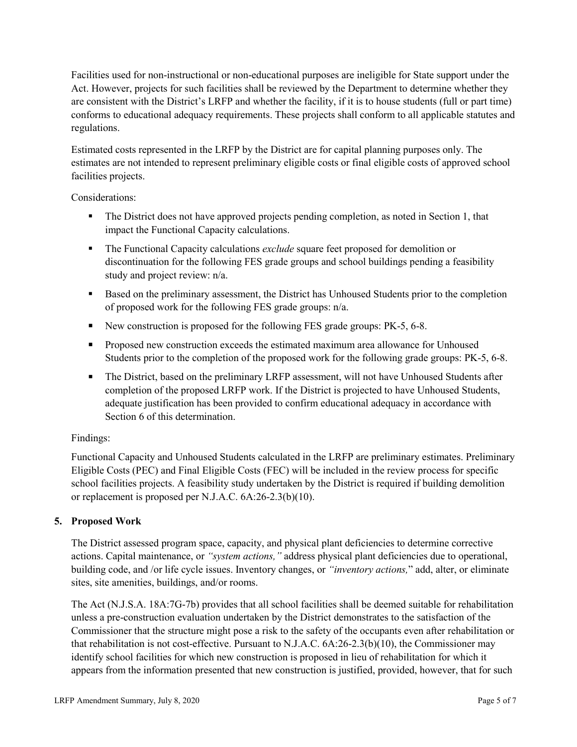Facilities used for non-instructional or non-educational purposes are ineligible for State support under the Act. However, projects for such facilities shall be reviewed by the Department to determine whether they are consistent with the District's LRFP and whether the facility, if it is to house students (full or part time) conforms to educational adequacy requirements. These projects shall conform to all applicable statutes and regulations.

Estimated costs represented in the LRFP by the District are for capital planning purposes only. The estimates are not intended to represent preliminary eligible costs or final eligible costs of approved school facilities projects.

Considerations:

- The District does not have approved projects pending completion, as noted in Section 1, that impact the Functional Capacity calculations.
- The Functional Capacity calculations *exclude* square feet proposed for demolition or discontinuation for the following FES grade groups and school buildings pending a feasibility study and project review: n/a.
- Based on the preliminary assessment, the District has Unhoused Students prior to the completion of proposed work for the following FES grade groups: n/a.
- New construction is proposed for the following FES grade groups: PK-5, 6-8.
- Proposed new construction exceeds the estimated maximum area allowance for Unhoused Students prior to the completion of the proposed work for the following grade groups: PK-5, 6-8.
- The District, based on the preliminary LRFP assessment, will not have Unhoused Students after completion of the proposed LRFP work. If the District is projected to have Unhoused Students, adequate justification has been provided to confirm educational adequacy in accordance with Section 6 of this determination.

Findings:

Functional Capacity and Unhoused Students calculated in the LRFP are preliminary estimates. Preliminary Eligible Costs (PEC) and Final Eligible Costs (FEC) will be included in the review process for specific school facilities projects. A feasibility study undertaken by the District is required if building demolition or replacement is proposed per N.J.A.C. 6A:26-2.3(b)(10).

## 5. Proposed Work

The District assessed program space, capacity, and physical plant deficiencies to determine corrective actions. Capital maintenance, or *"system actions,"* address physical plant deficiencies due to operational, building code, and /or life cycle issues. Inventory changes, or *"inventory actions,"* add, alter, or eliminate sites, site amenities, buildings, and/or rooms.

The Act (N.J.S.A. 18A:7G-7b) provides that all school facilities shall be deemed suitable for rehabilitation unless a pre-construction evaluation undertaken by the District demonstrates to the satisfaction of the Commissioner that the structure might pose a risk to the safety of the occupants even after rehabilitation or that rehabilitation is not cost-effective. Pursuant to N.J.A.C. 6A:26-2.3(b)(10), the Commissioner may identify school facilities for which new construction is proposed in lieu of rehabilitation for which it appears from the information presented that new construction is justified, provided, however, that for such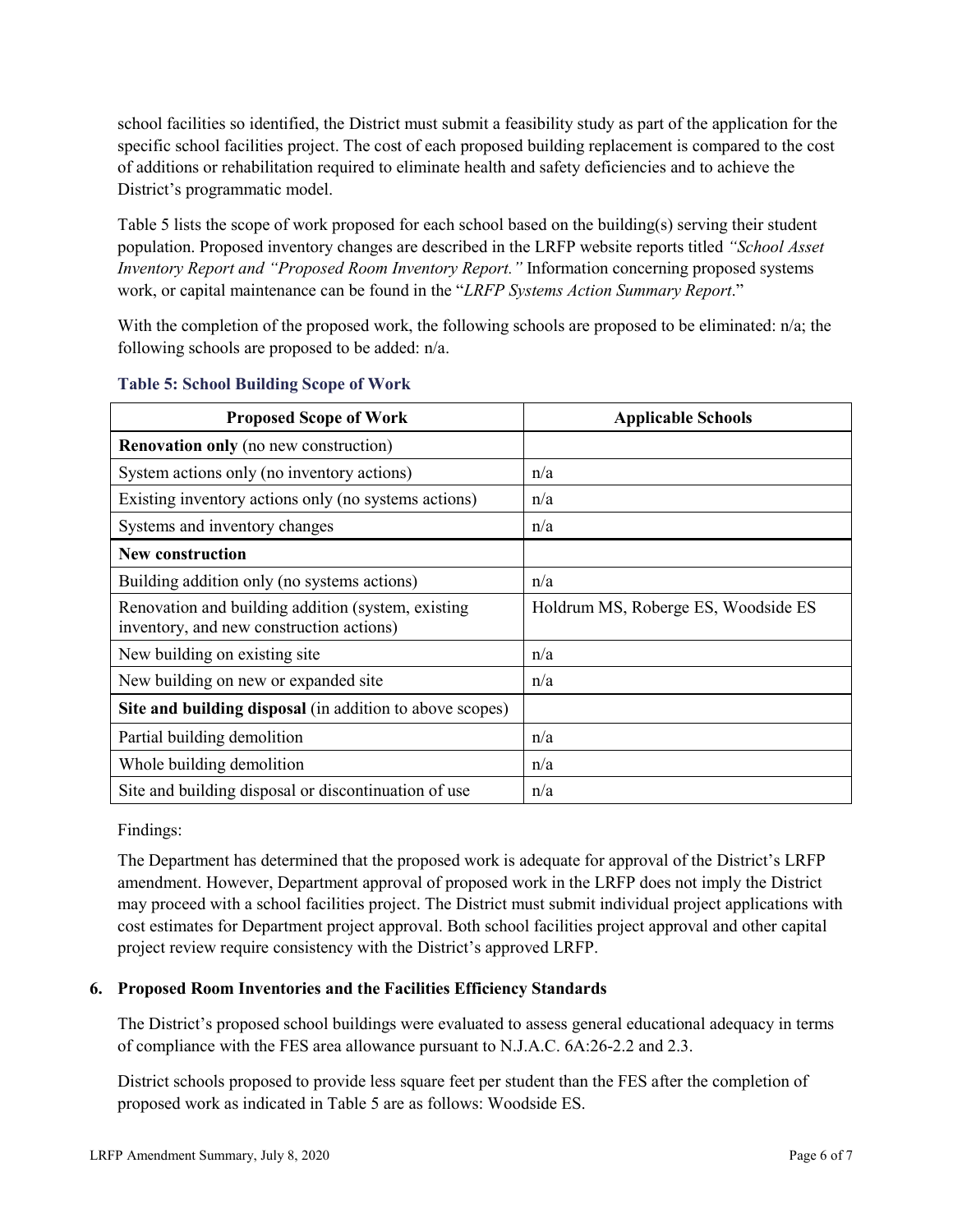school facilities so identified, the District must submit a feasibility study as part of the application for the specific school facilities project. The cost of each proposed building replacement is compared to the cost of additions or rehabilitation required to eliminate health and safety deficiencies and to achieve the District's programmatic model.

Table 5 lists the scope of work proposed for each school based on the building(s) serving their student population. Proposed inventory changes are described in the LRFP website reports titled *"School Asset Inventory Report and "Proposed Room Inventory Report."* Information concerning proposed systems work, or capital maintenance can be found in the "*LRFP Systems Action Summary Report*."

With the completion of the proposed work, the following schools are proposed to be eliminated: n/a; the following schools are proposed to be added: n/a.

**Table 5: School Building Scope of Work**

| Proposed Scope of Work | Applicable Schools |
|---|---|
| **Renovation only** (no new construction) | |
| System actions only (no inventory actions) | n/a |
| Existing inventory actions only (no systems actions) | n/a |
| Systems and inventory changes | n/a |
| **New construction** | |
| Building addition only (no systems actions) | n/a |
| Renovation and building addition (system, existing inventory, and new construction actions) | Holdrum MS, Roberge ES, Woodside ES |
| New building on existing site | n/a |
| New building on new or expanded site | n/a |
| **Site and building disposal** (in addition to above scopes) | |
| Partial building demolition | n/a |
| Whole building demolition | n/a |
| Site and building disposal or discontinuation of use | n/a |

Findings:

The Department has determined that the proposed work is adequate for approval of the District's LRFP amendment. However, Department approval of proposed work in the LRFP does not imply the District may proceed with a school facilities project. The District must submit individual project applications with cost estimates for Department project approval. Both school facilities project approval and other capital project review require consistency with the District's approved LRFP.

## 6. Proposed Room Inventories and the Facilities Efficiency Standards

The District's proposed school buildings were evaluated to assess general educational adequacy in terms of compliance with the FES area allowance pursuant to N.J.A.C. 6A:26-2.2 and 2.3.

District schools proposed to provide less square feet per student than the FES after the completion of proposed work as indicated in Table 5 are as follows: Woodside ES.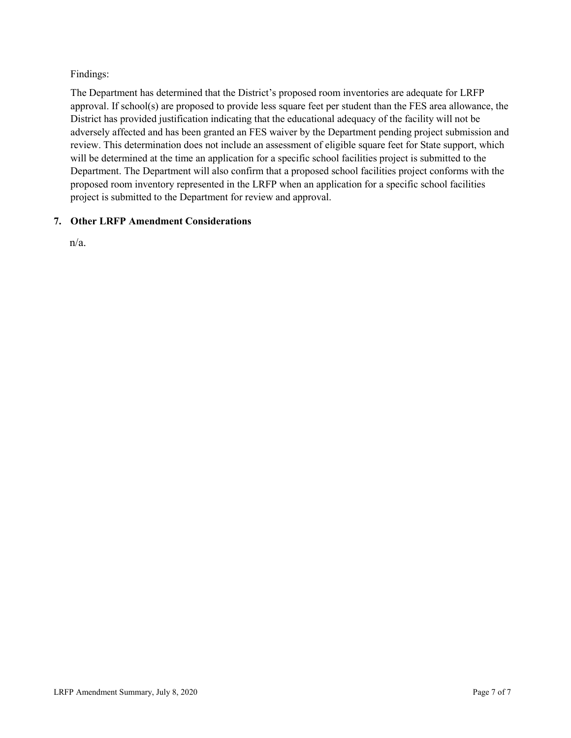Findings:

The Department has determined that the District's proposed room inventories are adequate for LRFP approval. If school(s) are proposed to provide less square feet per student than the FES area allowance, the District has provided justification indicating that the educational adequacy of the facility will not be adversely affected and has been granted an FES waiver by the Department pending project submission and review. This determination does not include an assessment of eligible square feet for State support, which will be determined at the time an application for a specific school facilities project is submitted to the Department. The Department will also confirm that a proposed school facilities project conforms with the proposed room inventory represented in the LRFP when an application for a specific school facilities project is submitted to the Department for review and approval.

## 7. Other LRFP Amendment Considerations

n/a.